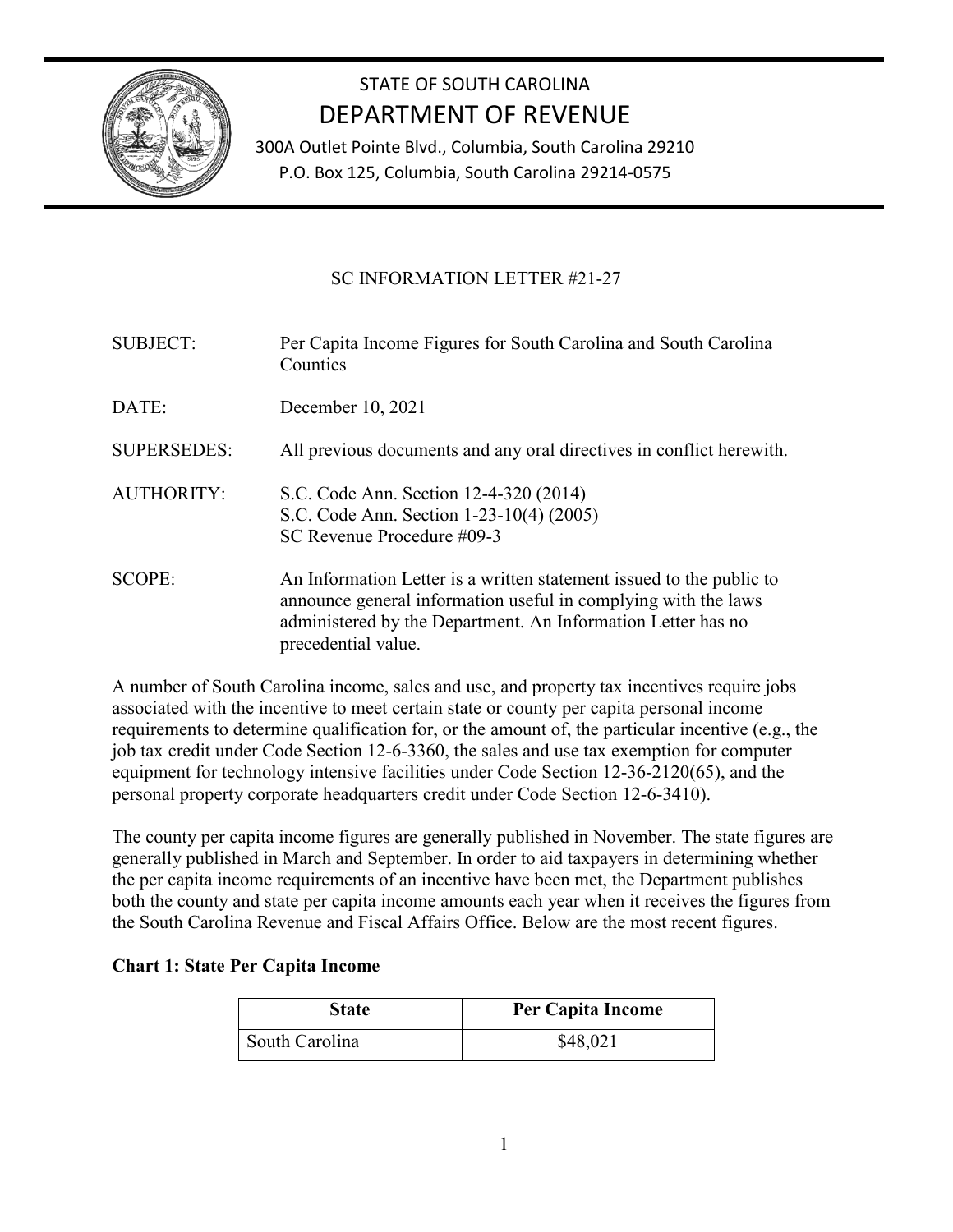# STATE OF SOUTH CAROLINA
# DEPARTMENT OF REVENUE

300A Outlet Pointe Blvd., Columbia, South Carolina 29210
P.O. Box 125, Columbia, South Carolina 29214-0575

## SC INFORMATION LETTER #21-27

| | |
|---|---|
| SUBJECT: | Per Capita Income Figures for South Carolina and South Carolina Counties |
| DATE: | December 10, 2021 |
| SUPERSEDES: | All previous documents and any oral directives in conflict herewith. |
| AUTHORITY: | S.C. Code Ann. Section 12-4-320 (2014)<br>S.C. Code Ann. Section 1-23-10(4) (2005)<br>SC Revenue Procedure #09-3 |
| SCOPE: | An Information Letter is a written statement issued to the public to announce general information useful in complying with the laws administered by the Department. An Information Letter has no precedential value. |

A number of South Carolina income, sales and use, and property tax incentives require jobs associated with the incentive to meet certain state or county per capita personal income requirements to determine qualification for, or the amount of, the particular incentive (e.g., the job tax credit under Code Section 12-6-3360, the sales and use tax exemption for computer equipment for technology intensive facilities under Code Section 12-36-2120(65), and the personal property corporate headquarters credit under Code Section 12-6-3410).

The county per capita income figures are generally published in November. The state figures are generally published in March and September. In order to aid taxpayers in determining whether the per capita income requirements of an incentive have been met, the Department publishes both the county and state per capita income amounts each year when it receives the figures from the South Carolina Revenue and Fiscal Affairs Office. Below are the most recent figures.

**Chart 1: State Per Capita Income**

| State | Per Capita Income |
|---|---|
| South Carolina | $48,021 |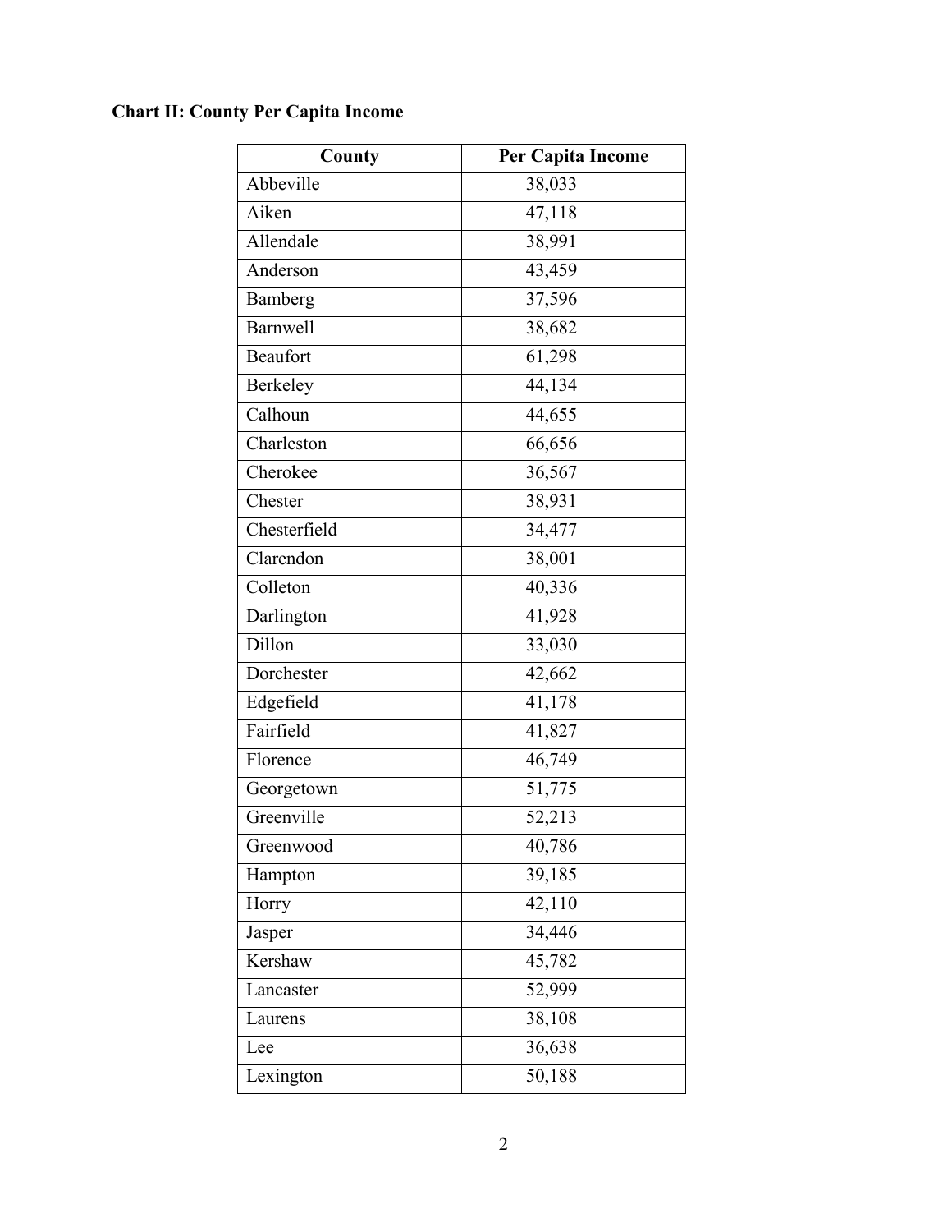**Chart II: County Per Capita Income**

| County | Per Capita Income |
| --- | --- |
| Abbeville | 38,033 |
| Aiken | 47,118 |
| Allendale | 38,991 |
| Anderson | 43,459 |
| Bamberg | 37,596 |
| Barnwell | 38,682 |
| Beaufort | 61,298 |
| Berkeley | 44,134 |
| Calhoun | 44,655 |
| Charleston | 66,656 |
| Cherokee | 36,567 |
| Chester | 38,931 |
| Chesterfield | 34,477 |
| Clarendon | 38,001 |
| Colleton | 40,336 |
| Darlington | 41,928 |
| Dillon | 33,030 |
| Dorchester | 42,662 |
| Edgefield | 41,178 |
| Fairfield | 41,827 |
| Florence | 46,749 |
| Georgetown | 51,775 |
| Greenville | 52,213 |
| Greenwood | 40,786 |
| Hampton | 39,185 |
| Horry | 42,110 |
| Jasper | 34,446 |
| Kershaw | 45,782 |
| Lancaster | 52,999 |
| Laurens | 38,108 |
| Lee | 36,638 |
| Lexington | 50,188 |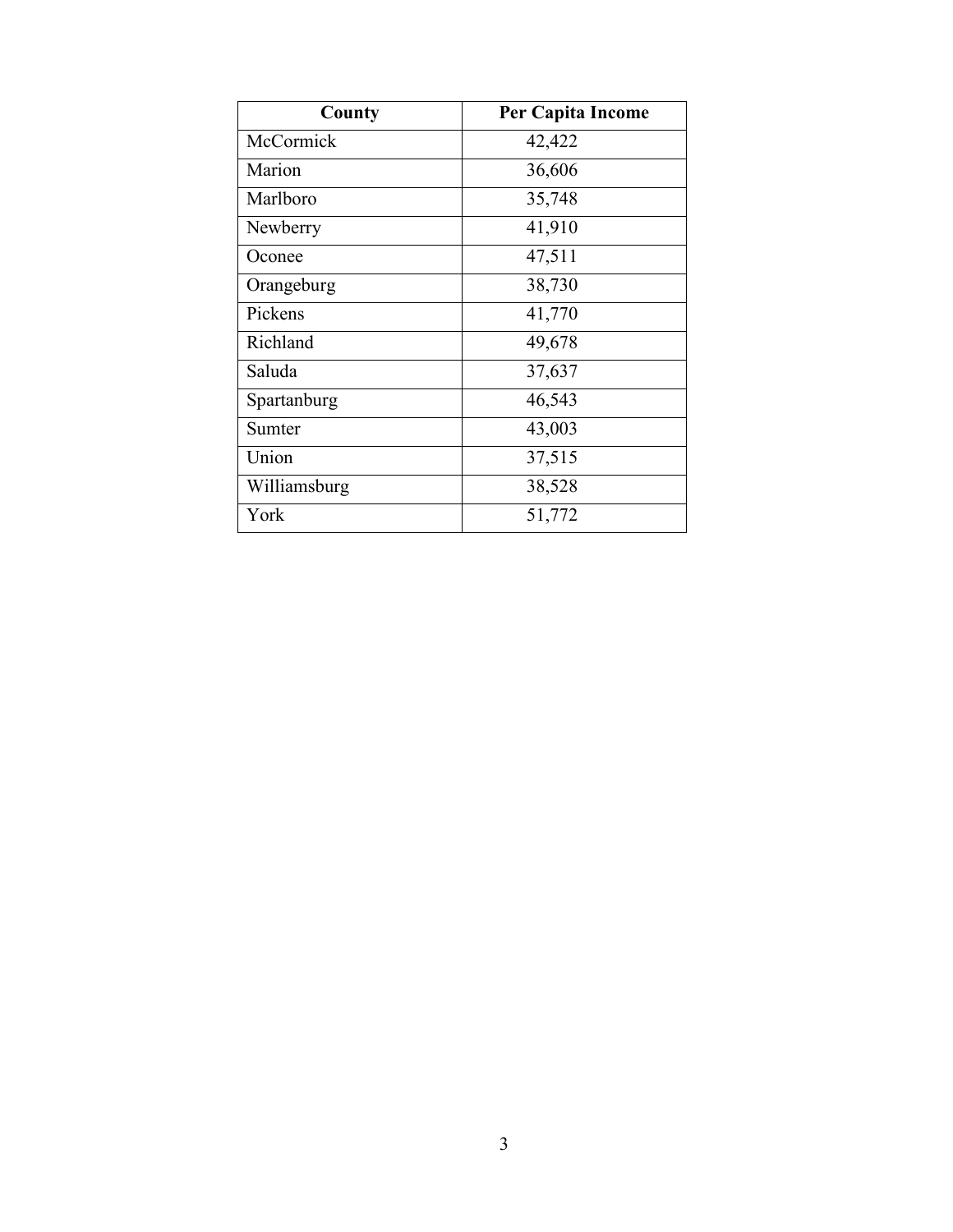| County | Per Capita Income |
|---|---|
| McCormick | 42,422 |
| Marion | 36,606 |
| Marlboro | 35,748 |
| Newberry | 41,910 |
| Oconee | 47,511 |
| Orangeburg | 38,730 |
| Pickens | 41,770 |
| Richland | 49,678 |
| Saluda | 37,637 |
| Spartanburg | 46,543 |
| Sumter | 43,003 |
| Union | 37,515 |
| Williamsburg | 38,528 |
| York | 51,772 |